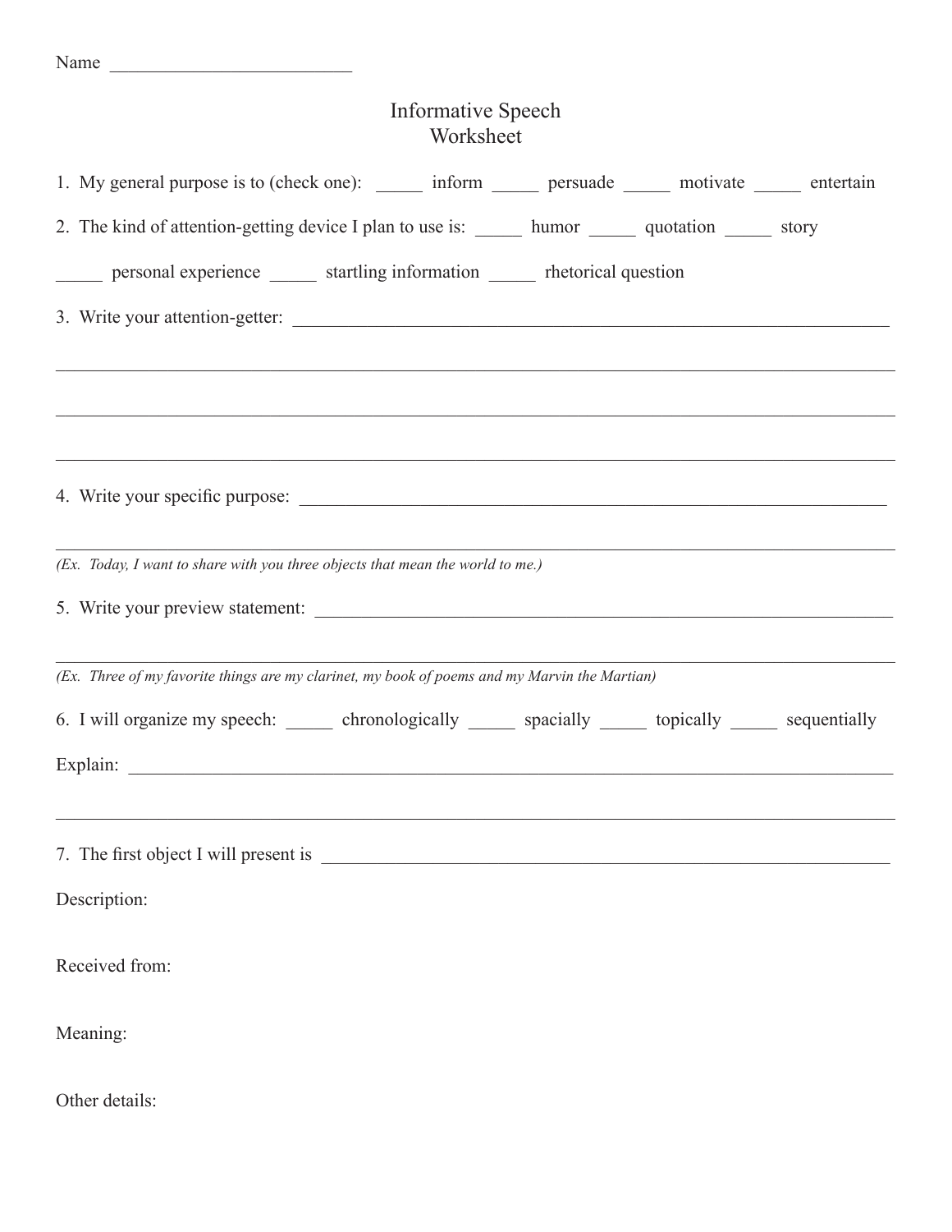Name ___________________________

# Informative Speech
## Worksheet

1. My general purpose is to (check one): _____ inform _____ persuade _____ motivate _____ entertain

2. The kind of attention-getting device I plan to use is: _____ humor _____ quotation _____ story

_____ personal experience _____ startling information _____ rhetorical question

3. Write your attention-getter: ______________________________________________________________________

_____________________________________________________________________________________________

_____________________________________________________________________________________________

_____________________________________________________________________________________________

4. Write your specific purpose: ______________________________________________________________________

_____________________________________________________________________________________________

*(Ex. Today, I want to share with you three objects that mean the world to me.)*

5. Write your preview statement: ______________________________________________________________________

_____________________________________________________________________________________________

*(Ex. Three of my favorite things are my clarinet, my book of poems and my Marvin the Martian)*

6. I will organize my speech: _____ chronologically _____ spacially _____ topically _____ sequentially

Explain: _____________________________________________________________________________________

_____________________________________________________________________________________________

7. The first object I will present is ______________________________________________________________________

Description:

Received from:

Meaning:

Other details: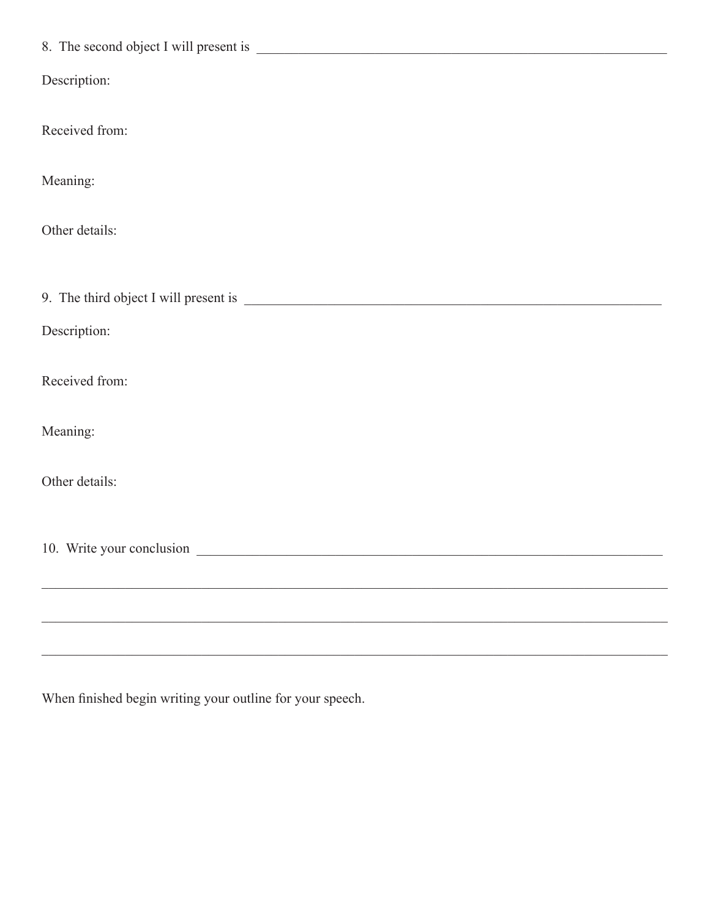8. The second object I will present is ______________________________________________

Description:

Received from:

Meaning:

Other details:

9. The third object I will present is ______________________________________________

Description:

Received from:

Meaning:

Other details:

10. Write your conclusion ______________________________________________

_____________________________________________________________________

_____________________________________________________________________

_____________________________________________________________________

When finished begin writing your outline for your speech.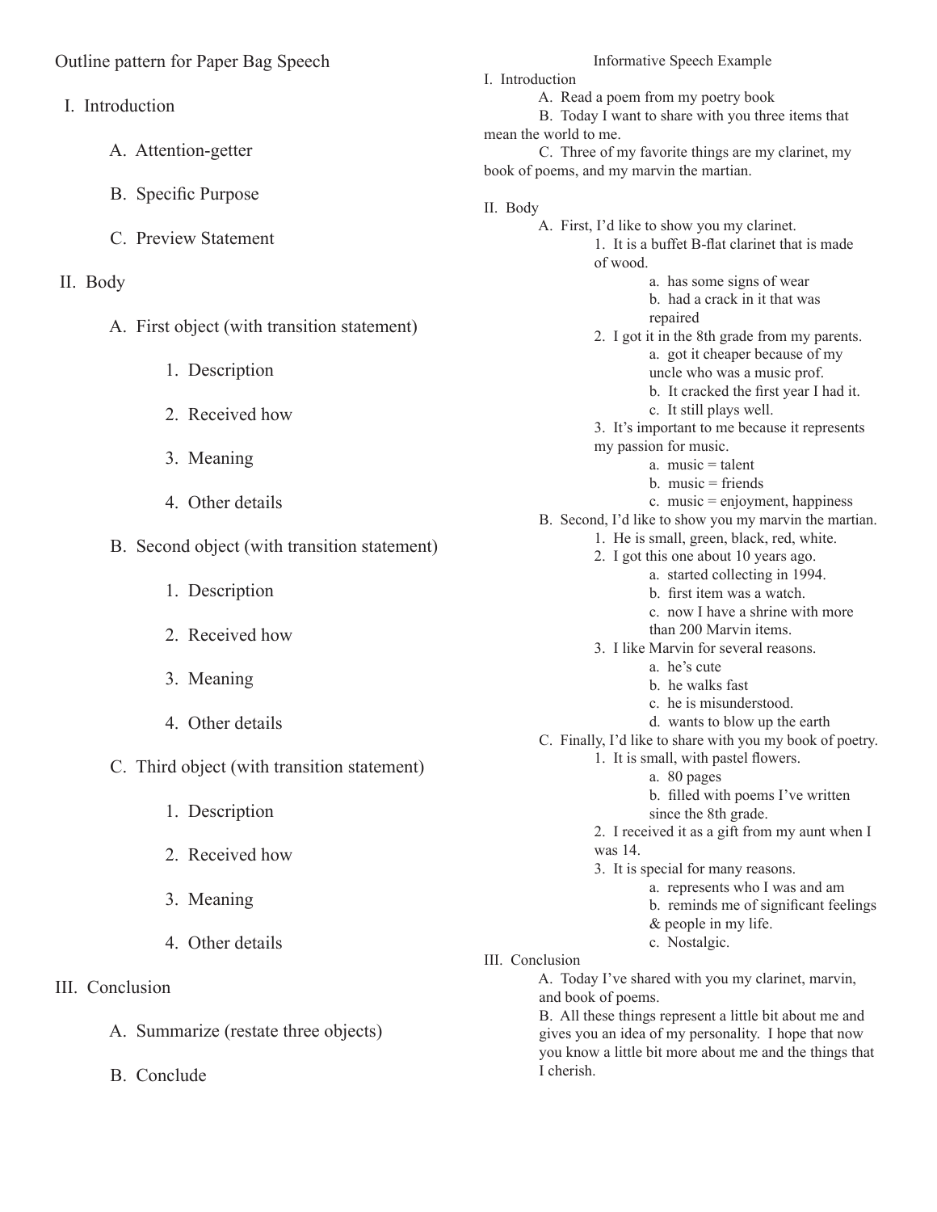## Outline pattern for Paper Bag Speech

I. Introduction

- A. Attention-getter
- B. Specific Purpose
- C. Preview Statement

II. Body

- A. First object (with transition statement)
  1. Description
  2. Received how
  3. Meaning
  4. Other details
- B. Second object (with transition statement)
  1. Description
  2. Received how
  3. Meaning
  4. Other details
- C. Third object (with transition statement)
  1. Description
  2. Received how
  3. Meaning
  4. Other details

III. Conclusion

- A. Summarize (restate three objects)
- B. Conclude

## Informative Speech Example

I. Introduction

- A. Read a poem from my poetry book
- B. Today I want to share with you three items that mean the world to me.
- C. Three of my favorite things are my clarinet, my book of poems, and my marvin the martian.

II. Body

- A. First, I'd like to show you my clarinet.
  1. It is a buffet B-flat clarinet that is made of wood.
     - a. has some signs of wear
     - b. had a crack in it that was repaired
  2. I got it in the 8th grade from my parents.
     - a. got it cheaper because of my uncle who was a music prof.
     - b. It cracked the first year I had it.
     - c. It still plays well.
  3. It's important to me because it represents my passion for music.
     - a. music = talent
     - b. music = friends
     - c. music = enjoyment, happiness
- B. Second, I'd like to show you my marvin the martian.
  1. He is small, green, black, red, white.
  2. I got this one about 10 years ago.
     - a. started collecting in 1994.
     - b. first item was a watch.
     - c. now I have a shrine with more than 200 Marvin items.
  3. I like Marvin for several reasons.
     - a. he's cute
     - b. he walks fast
     - c. he is misunderstood.
     - d. wants to blow up the earth
- C. Finally, I'd like to share with you my book of poetry.
  1. It is small, with pastel flowers.
     - a. 80 pages
     - b. filled with poems I've written since the 8th grade.
  2. I received it as a gift from my aunt when I was 14.
  3. It is special for many reasons.
     - a. represents who I was and am
     - b. reminds me of significant feelings & people in my life.
     - c. Nostalgic.

III. Conclusion

- A. Today I've shared with you my clarinet, marvin, and book of poems.
- B. All these things represent a little bit about me and gives you an idea of my personality. I hope that now you know a little bit more about me and the things that I cherish.